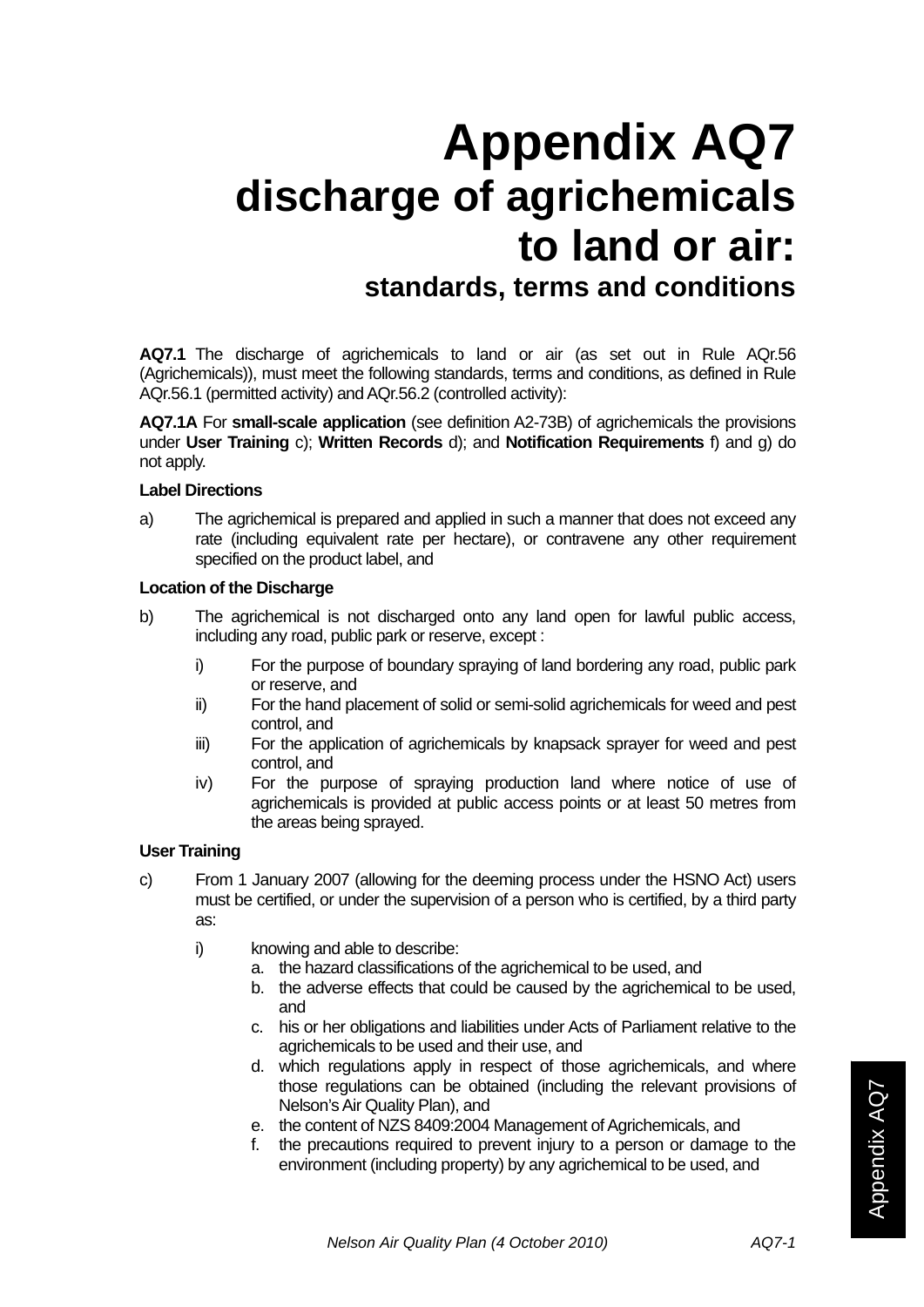# Appendix AQ7
## discharge of agrichemicals to land or air:
### standards, terms and conditions

**AQ7.1** The discharge of agrichemicals to land or air (as set out in Rule AQr.56 (Agrichemicals)), must meet the following standards, terms and conditions, as defined in Rule AQr.56.1 (permitted activity) and AQr.56.2 (controlled activity):

**AQ7.1A** For **small-scale application** (see definition A2-73B) of agrichemicals the provisions under **User Training** c); **Written Records** d); and **Notification Requirements** f) and g) do not apply.

**Label Directions**

a) The agrichemical is prepared and applied in such a manner that does not exceed any rate (including equivalent rate per hectare), or contravene any other requirement specified on the product label, and

**Location of the Discharge**

b) The agrichemical is not discharged onto any land open for lawful public access, including any road, public park or reserve, except :

   i) For the purpose of boundary spraying of land bordering any road, public park or reserve, and
   ii) For the hand placement of solid or semi-solid agrichemicals for weed and pest control, and
   iii) For the application of agrichemicals by knapsack sprayer for weed and pest control, and
   iv) For the purpose of spraying production land where notice of use of agrichemicals is provided at public access points or at least 50 metres from the areas being sprayed.

**User Training**

c) From 1 January 2007 (allowing for the deeming process under the HSNO Act) users must be certified, or under the supervision of a person who is certified, by a third party as:

   i) knowing and able to describe:
      a. the hazard classifications of the agrichemical to be used, and
      b. the adverse effects that could be caused by the agrichemical to be used, and
      c. his or her obligations and liabilities under Acts of Parliament relative to the agrichemicals to be used and their use, and
      d. which regulations apply in respect of those agrichemicals, and where those regulations can be obtained (including the relevant provisions of Nelson's Air Quality Plan), and
      e. the content of NZS 8409:2004 Management of Agrichemicals, and
      f. the precautions required to prevent injury to a person or damage to the environment (including property) by any agrichemical to be used, and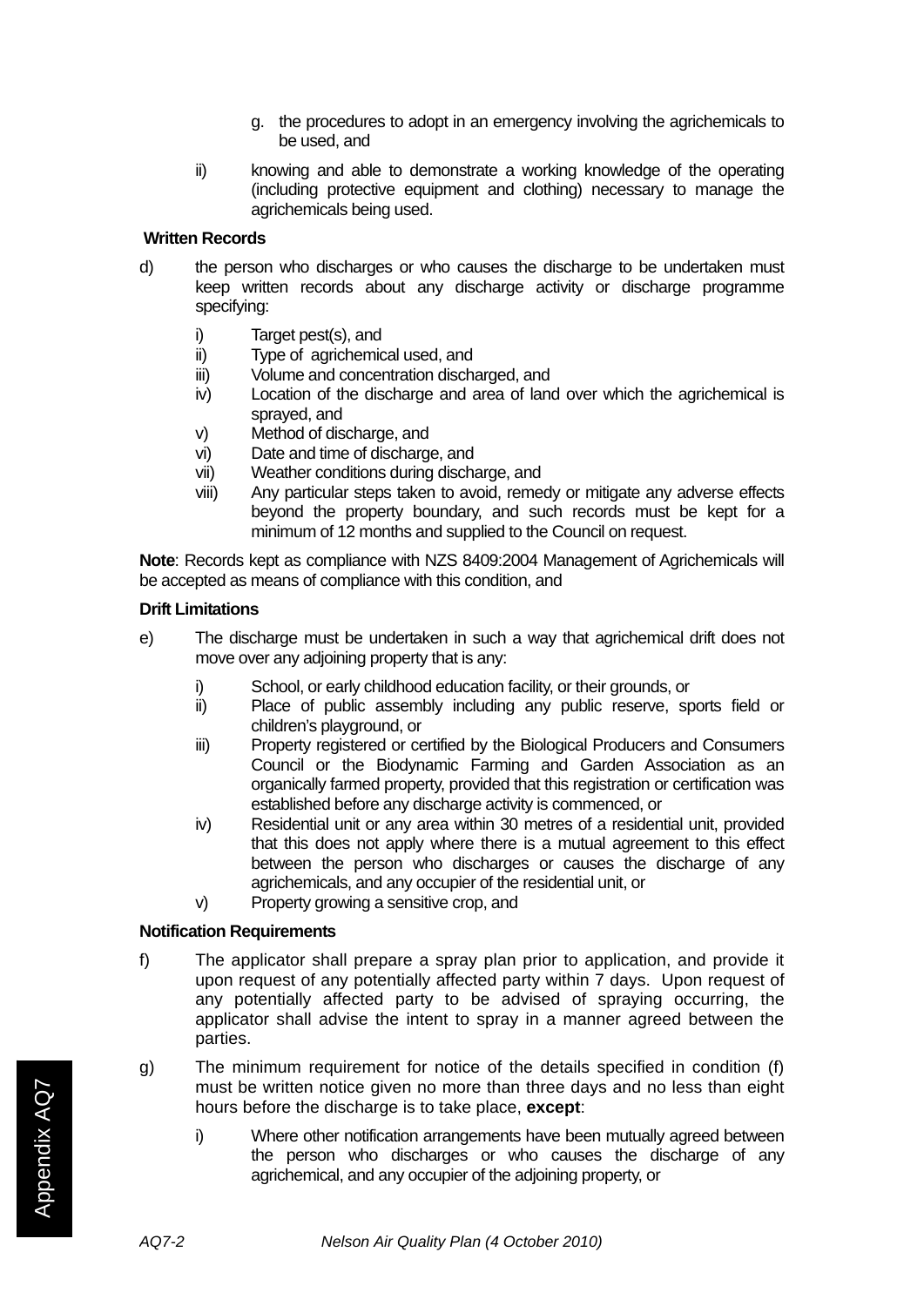g. the procedures to adopt in an emergency involving the agrichemicals to be used, and

ii) knowing and able to demonstrate a working knowledge of the operating (including protective equipment and clothing) necessary to manage the agrichemicals being used.

**Written Records**

d) the person who discharges or who causes the discharge to be undertaken must keep written records about any discharge activity or discharge programme specifying:

   i) Target pest(s), and
   ii) Type of agrichemical used, and
   iii) Volume and concentration discharged, and
   iv) Location of the discharge and area of land over which the agrichemical is sprayed, and
   v) Method of discharge, and
   vi) Date and time of discharge, and
   vii) Weather conditions during discharge, and
   viii) Any particular steps taken to avoid, remedy or mitigate any adverse effects beyond the property boundary, and such records must be kept for a minimum of 12 months and supplied to the Council on request.

**Note**: Records kept as compliance with NZS 8409:2004 Management of Agrichemicals will be accepted as means of compliance with this condition, and

**Drift Limitations**

e) The discharge must be undertaken in such a way that agrichemical drift does not move over any adjoining property that is any:

   i) School, or early childhood education facility, or their grounds, or
   ii) Place of public assembly including any public reserve, sports field or children's playground, or
   iii) Property registered or certified by the Biological Producers and Consumers Council or the Biodynamic Farming and Garden Association as an organically farmed property, provided that this registration or certification was established before any discharge activity is commenced, or
   iv) Residential unit or any area within 30 metres of a residential unit, provided that this does not apply where there is a mutual agreement to this effect between the person who discharges or causes the discharge of any agrichemicals, and any occupier of the residential unit, or
   v) Property growing a sensitive crop, and

**Notification Requirements**

f) The applicator shall prepare a spray plan prior to application, and provide it upon request of any potentially affected party within 7 days. Upon request of any potentially affected party to be advised of spraying occurring, the applicator shall advise the intent to spray in a manner agreed between the parties.

g) The minimum requirement for notice of the details specified in condition (f) must be written notice given no more than three days and no less than eight hours before the discharge is to take place, **except**:

   i) Where other notification arrangements have been mutually agreed between the person who discharges or who causes the discharge of any agrichemical, and any occupier of the adjoining property, or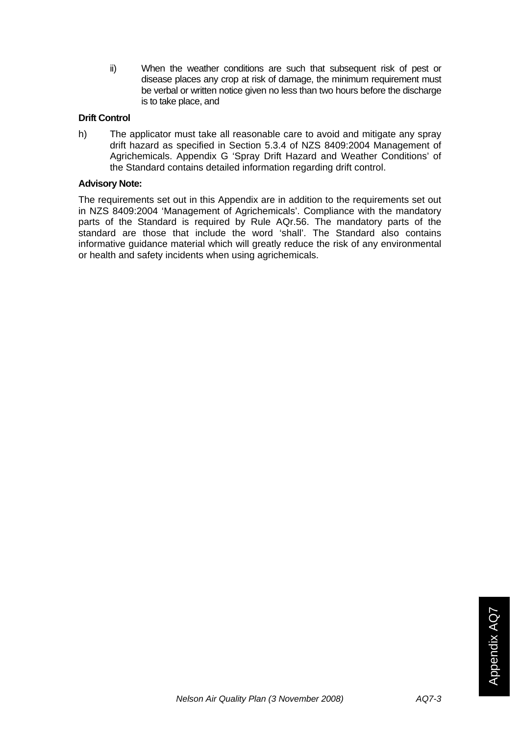ii) When the weather conditions are such that subsequent risk of pest or disease places any crop at risk of damage, the minimum requirement must be verbal or written notice given no less than two hours before the discharge is to take place, and

**Drift Control**

h) The applicator must take all reasonable care to avoid and mitigate any spray drift hazard as specified in Section 5.3.4 of NZS 8409:2004 Management of Agrichemicals. Appendix G 'Spray Drift Hazard and Weather Conditions' of the Standard contains detailed information regarding drift control.

**Advisory Note:**

The requirements set out in this Appendix are in addition to the requirements set out in NZS 8409:2004 'Management of Agrichemicals'. Compliance with the mandatory parts of the Standard is required by Rule AQr.56. The mandatory parts of the standard are those that include the word 'shall'. The Standard also contains informative guidance material which will greatly reduce the risk of any environmental or health and safety incidents when using agrichemicals.